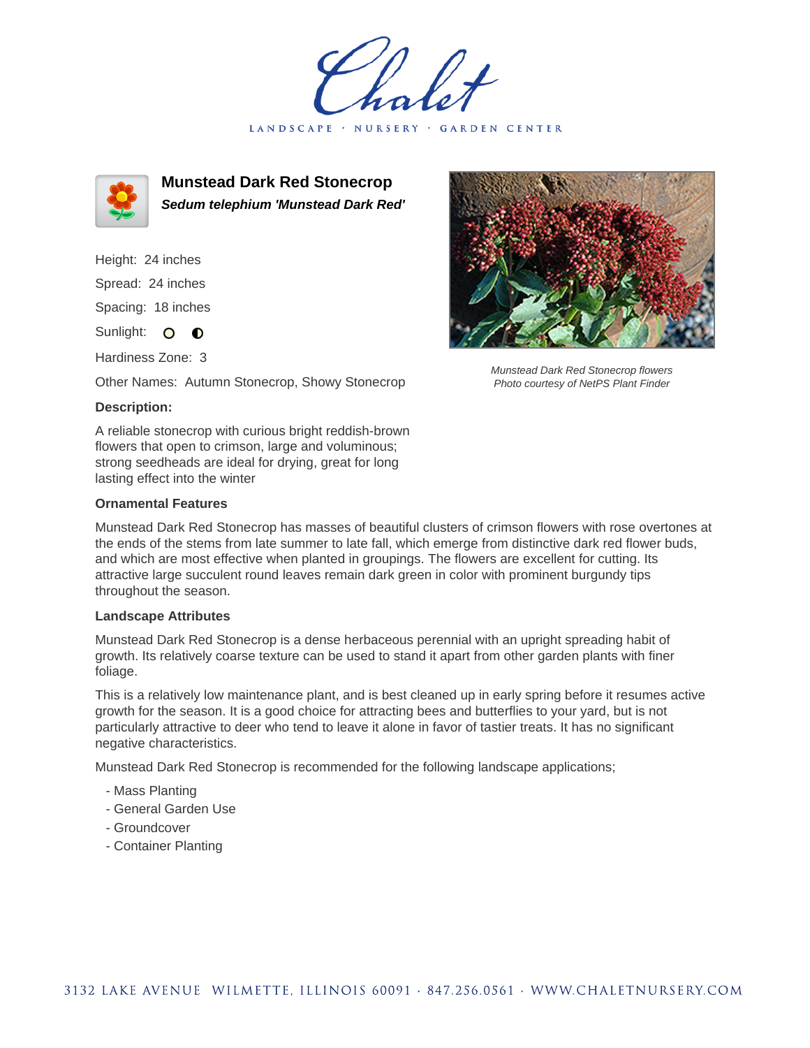# Munstead Dark Red Stonecrop

***Sedum telephium 'Munstead Dark Red'***

Height: 24 inches

Spread: 24 inches

Spacing: 18 inches

Sunlight: ○ ◐

Hardiness Zone: 3

Other Names: Autumn Stonecrop, Showy Stonecrop

### Description:

A reliable stonecrop with curious bright reddish-brown flowers that open to crimson, large and voluminous; strong seedheads are ideal for drying, great for long lasting effect into the winter

*Munstead Dark Red Stonecrop flowers*
*Photo courtesy of NetPS Plant Finder*

### Ornamental Features

Munstead Dark Red Stonecrop has masses of beautiful clusters of crimson flowers with rose overtones at the ends of the stems from late summer to late fall, which emerge from distinctive dark red flower buds, and which are most effective when planted in groupings. The flowers are excellent for cutting. Its attractive large succulent round leaves remain dark green in color with prominent burgundy tips throughout the season.

### Landscape Attributes

Munstead Dark Red Stonecrop is a dense herbaceous perennial with an upright spreading habit of growth. Its relatively coarse texture can be used to stand it apart from other garden plants with finer foliage.

This is a relatively low maintenance plant, and is best cleaned up in early spring before it resumes active growth for the season. It is a good choice for attracting bees and butterflies to your yard, but is not particularly attractive to deer who tend to leave it alone in favor of tastier treats. It has no significant negative characteristics.

Munstead Dark Red Stonecrop is recommended for the following landscape applications;

- Mass Planting
- General Garden Use
- Groundcover
- Container Planting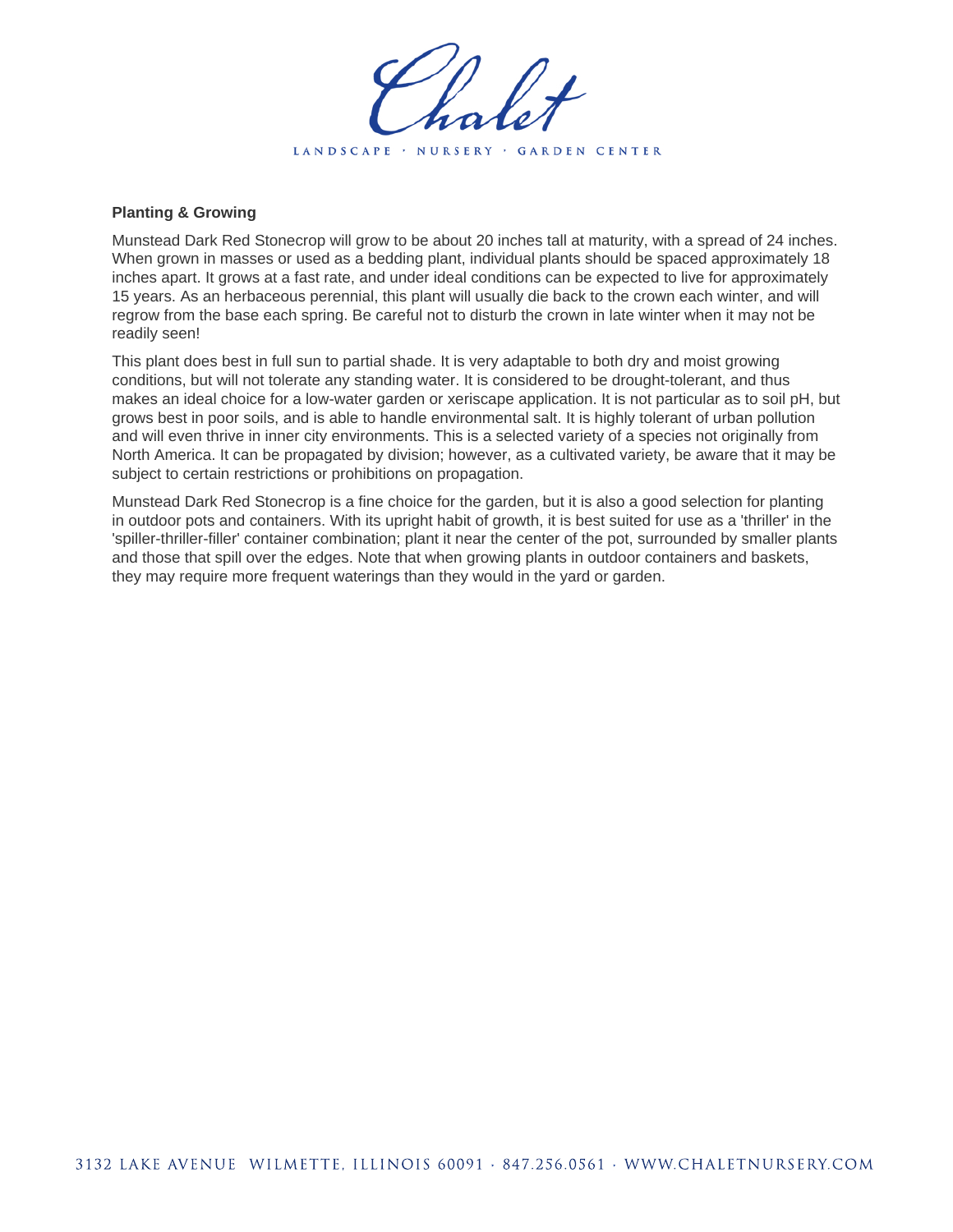## Planting & Growing

Munstead Dark Red Stonecrop will grow to be about 20 inches tall at maturity, with a spread of 24 inches. When grown in masses or used as a bedding plant, individual plants should be spaced approximately 18 inches apart. It grows at a fast rate, and under ideal conditions can be expected to live for approximately 15 years. As an herbaceous perennial, this plant will usually die back to the crown each winter, and will regrow from the base each spring. Be careful not to disturb the crown in late winter when it may not be readily seen!

This plant does best in full sun to partial shade. It is very adaptable to both dry and moist growing conditions, but will not tolerate any standing water. It is considered to be drought-tolerant, and thus makes an ideal choice for a low-water garden or xeriscape application. It is not particular as to soil pH, but grows best in poor soils, and is able to handle environmental salt. It is highly tolerant of urban pollution and will even thrive in inner city environments. This is a selected variety of a species not originally from North America. It can be propagated by division; however, as a cultivated variety, be aware that it may be subject to certain restrictions or prohibitions on propagation.

Munstead Dark Red Stonecrop is a fine choice for the garden, but it is also a good selection for planting in outdoor pots and containers. With its upright habit of growth, it is best suited for use as a 'thriller' in the 'spiller-thriller-filler' container combination; plant it near the center of the pot, surrounded by smaller plants and those that spill over the edges. Note that when growing plants in outdoor containers and baskets, they may require more frequent waterings than they would in the yard or garden.